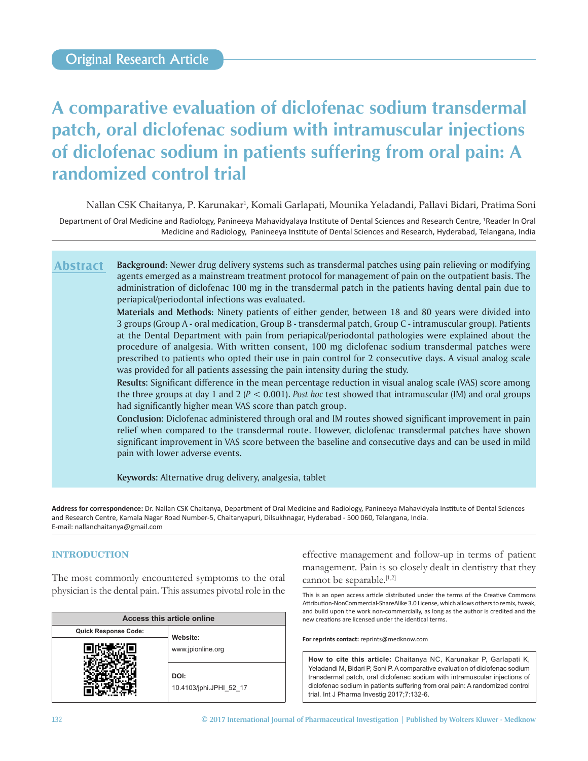Original Research Article

# A comparative evaluation of diclofenac sodium transdermal patch, oral diclofenac sodium with intramuscular injections of diclofenac sodium in patients suffering from oral pain: A randomized control trial

Nallan CSK Chaitanya, P. Karunakar[1], Komali Garlapati, Mounika Yeladandi, Pallavi Bidari, Pratima Soni

Department of Oral Medicine and Radiology, Panineeya Mahavidyalaya Institute of Dental Sciences and Research Centre, [1]Reader In Oral Medicine and Radiology, Panineeya Institute of Dental Sciences and Research, Hyderabad, Telangana, India

## Abstract

**Background**: Newer drug delivery systems such as transdermal patches using pain relieving or modifying agents emerged as a mainstream treatment protocol for management of pain on the outpatient basis. The administration of diclofenac 100 mg in the transdermal patch in the patients having dental pain due to periapical/periodontal infections was evaluated.

**Materials and Methods**: Ninety patients of either gender, between 18 and 80 years were divided into 3 groups (Group A - oral medication, Group B - transdermal patch, Group C - intramuscular group). Patients at the Dental Department with pain from periapical/periodontal pathologies were explained about the procedure of analgesia. With written consent, 100 mg diclofenac sodium transdermal patches were prescribed to patients who opted their use in pain control for 2 consecutive days. A visual analog scale was provided for all patients assessing the pain intensity during the study.

**Results:** Significant difference in the mean percentage reduction in visual analog scale (VAS) score among the three groups at day 1 and 2 ($P < 0.001$). *Post hoc* test showed that intramuscular (IM) and oral groups had significantly higher mean VAS score than patch group.

**Conclusion:** Diclofenac administered through oral and IM routes showed significant improvement in pain relief when compared to the transdermal route. However, diclofenac transdermal patches have shown significant improvement in VAS score between the baseline and consecutive days and can be used in mild pain with lower adverse events.

**Keywords:** Alternative drug delivery, analgesia, tablet

**Address for correspondence:** Dr. Nallan CSK Chaitanya, Department of Oral Medicine and Radiology, Panineeya Mahavidyala Institute of Dental Sciences and Research Centre, Kamala Nagar Road Number-5, Chaitanyapuri, Dilsukhnagar, Hyderabad - 500 060, Telangana, India.
E-mail: nallanchaitanya@gmail.com

## INTRODUCTION

The most commonly encountered symptoms to the oral physician is the dental pain. This assumes pivotal role in the effective management and follow-up in terms of patient management. Pain is so closely dealt in dentistry that they cannot be separable.[1,2]

| Access this article online | |
|---|---|
| Quick Response Code: | Website: www.jpionline.org |
| | DOI: 10.4103/jphi.JPHI_52_17 |

This is an open access article distributed under the terms of the Creative Commons Attribution-NonCommercial-ShareAlike 3.0 License, which allows others to remix, tweak, and build upon the work non-commercially, as long as the author is credited and the new creations are licensed under the identical terms.

**For reprints contact:** reprints@medknow.com

**How to cite this article:** Chaitanya NC, Karunakar P, Garlapati K, Yeladandi M, Bidari P, Soni P. A comparative evaluation of diclofenac sodium transdermal patch, oral diclofenac sodium with intramuscular injections of diclofenac sodium in patients suffering from oral pain: A randomized control trial. Int J Pharma Investig 2017;7:132-6.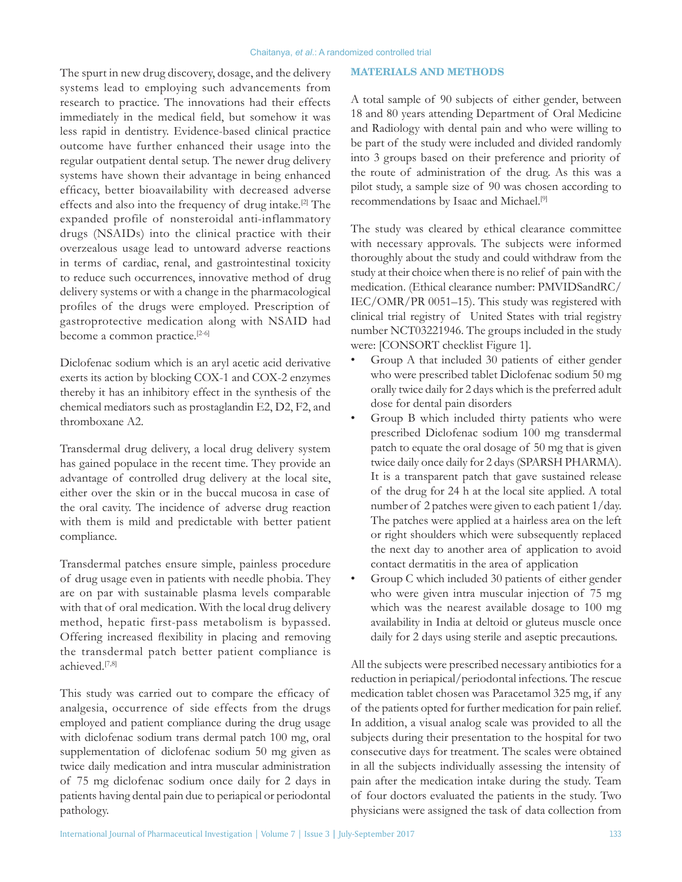The spurt in new drug discovery, dosage, and the delivery systems lead to employing such advancements from research to practice. The innovations had their effects immediately in the medical field, but somehow it was less rapid in dentistry. Evidence-based clinical practice outcome have further enhanced their usage into the regular outpatient dental setup. The newer drug delivery systems have shown their advantage in being enhanced efficacy, better bioavailability with decreased adverse effects and also into the frequency of drug intake.[2] The expanded profile of nonsteroidal anti-inflammatory drugs (NSAIDs) into the clinical practice with their overzealous usage lead to untoward adverse reactions in terms of cardiac, renal, and gastrointestinal toxicity to reduce such occurrences, innovative method of drug delivery systems or with a change in the pharmacological profiles of the drugs were employed. Prescription of gastroprotective medication along with NSAID had become a common practice.[2-6]

Diclofenac sodium which is an aryl acetic acid derivative exerts its action by blocking COX-1 and COX-2 enzymes thereby it has an inhibitory effect in the synthesis of the chemical mediators such as prostaglandin E2, D2, F2, and thromboxane A2.

Transdermal drug delivery, a local drug delivery system has gained populace in the recent time. They provide an advantage of controlled drug delivery at the local site, either over the skin or in the buccal mucosa in case of the oral cavity. The incidence of adverse drug reaction with them is mild and predictable with better patient compliance.

Transdermal patches ensure simple, painless procedure of drug usage even in patients with needle phobia. They are on par with sustainable plasma levels comparable with that of oral medication. With the local drug delivery method, hepatic first-pass metabolism is bypassed. Offering increased flexibility in placing and removing the transdermal patch better patient compliance is achieved.[7,8]

This study was carried out to compare the efficacy of analgesia, occurrence of side effects from the drugs employed and patient compliance during the drug usage with diclofenac sodium trans dermal patch 100 mg, oral supplementation of diclofenac sodium 50 mg given as twice daily medication and intra muscular administration of 75 mg diclofenac sodium once daily for 2 days in patients having dental pain due to periapical or periodontal pathology.

## MATERIALS AND METHODS

A total sample of 90 subjects of either gender, between 18 and 80 years attending Department of Oral Medicine and Radiology with dental pain and who were willing to be part of the study were included and divided randomly into 3 groups based on their preference and priority of the route of administration of the drug. As this was a pilot study, a sample size of 90 was chosen according to recommendations by Isaac and Michael.[9]

The study was cleared by ethical clearance committee with necessary approvals. The subjects were informed thoroughly about the study and could withdraw from the study at their choice when there is no relief of pain with the medication. (Ethical clearance number: PMVIDSandRC/IEC/OMR/PR 0051–15). This study was registered with clinical trial registry of United States with trial registry number NCT03221946. The groups included in the study were: [CONSORT checklist Figure 1].

- Group A that included 30 patients of either gender who were prescribed tablet Diclofenac sodium 50 mg orally twice daily for 2 days which is the preferred adult dose for dental pain disorders
- Group B which included thirty patients who were prescribed Diclofenac sodium 100 mg transdermal patch to equate the oral dosage of 50 mg that is given twice daily once daily for 2 days (SPARSH PHARMA). It is a transparent patch that gave sustained release of the drug for 24 h at the local site applied. A total number of 2 patches were given to each patient 1/day. The patches were applied at a hairless area on the left or right shoulders which were subsequently replaced the next day to another area of application to avoid contact dermatitis in the area of application
- Group C which included 30 patients of either gender who were given intra muscular injection of 75 mg which was the nearest available dosage to 100 mg availability in India at deltoid or gluteus muscle once daily for 2 days using sterile and aseptic precautions.

All the subjects were prescribed necessary antibiotics for a reduction in periapical/periodontal infections. The rescue medication tablet chosen was Paracetamol 325 mg, if any of the patients opted for further medication for pain relief. In addition, a visual analog scale was provided to all the subjects during their presentation to the hospital for two consecutive days for treatment. The scales were obtained in all the subjects individually assessing the intensity of pain after the medication intake during the study. Team of four doctors evaluated the patients in the study. Two physicians were assigned the task of data collection from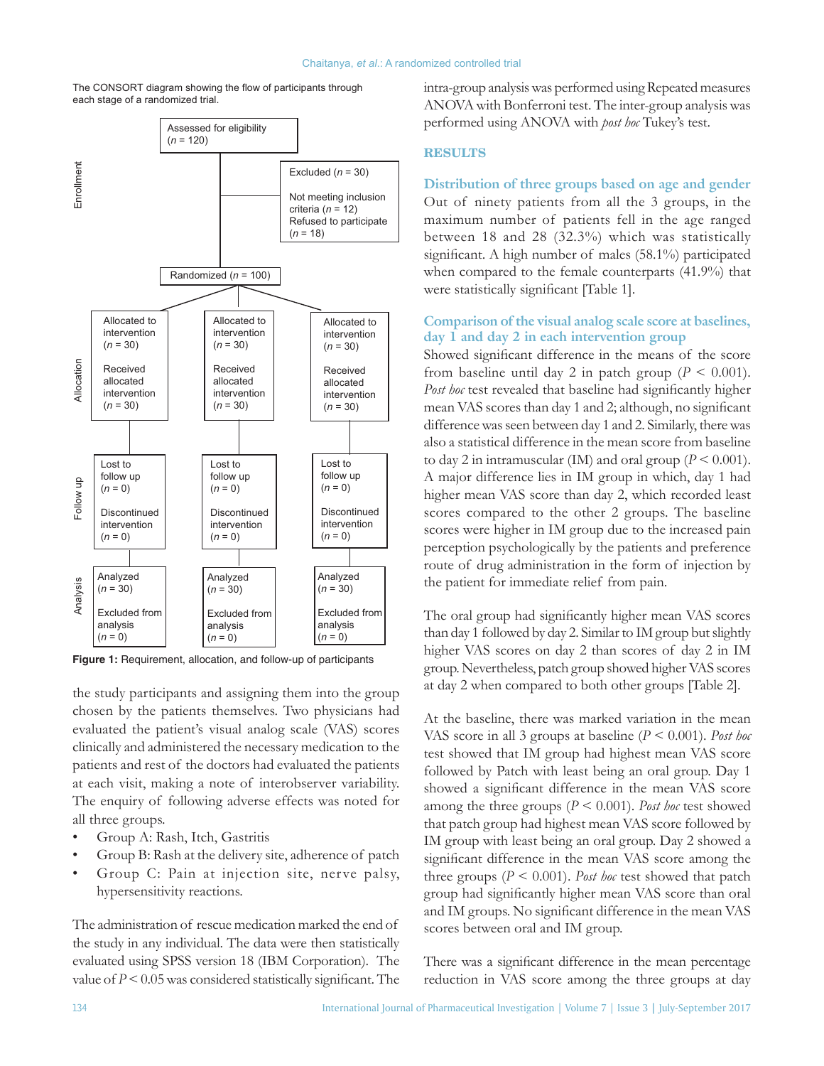The CONSORT diagram showing the flow of participants through each stage of a randomized trial.

**Enrollment**

Assessed for eligibility (*n* = 120)

Excluded (*n* = 30)

Not meeting inclusion criteria (*n* = 12)
Refused to participate (*n* = 18)

Randomized (*n* = 100)

**Allocation**

| Allocated to intervention (*n* = 30) | Allocated to intervention (*n* = 30) | Allocated to intervention (*n* = 30) |
|---|---|---|
| Received allocated intervention (*n* = 30) | Received allocated intervention (*n* = 30) | Received allocated intervention (*n* = 30) |

**Follow up**

| Lost to follow up (*n* = 0) | Lost to follow up (*n* = 0) | Lost to follow up (*n* = 0) |
|---|---|---|
| Discontinued intervention (*n* = 0) | Discontinued intervention (*n* = 0) | Discontinued intervention (*n* = 0) |

**Analysis**

| Analyzed (*n* = 30) | Analyzed (*n* = 30) | Analyzed (*n* = 30) |
|---|---|---|
| Excluded from analysis (*n* = 0) | Excluded from analysis (*n* = 0) | Excluded from analysis (*n* = 0) |

**Figure 1:** Requirement, allocation, and follow-up of participants

the study participants and assigning them into the group chosen by the patients themselves. Two physicians had evaluated the patient's visual analog scale (VAS) scores clinically and administered the necessary medication to the patients and rest of the doctors had evaluated the patients at each visit, making a note of interobserver variability. The enquiry of following adverse effects was noted for all three groups.

- Group A: Rash, Itch, Gastritis
- Group B: Rash at the delivery site, adherence of patch
- Group C: Pain at injection site, nerve palsy, hypersensitivity reactions.

The administration of rescue medication marked the end of the study in any individual. The data were then statistically evaluated using SPSS version 18 (IBM Corporation). The value of $P < 0.05$ was considered statistically significant. The intra-group analysis was performed using Repeated measures ANOVA with Bonferroni test. The inter-group analysis was performed using ANOVA with *post hoc* Tukey's test.

## RESULTS

### Distribution of three groups based on age and gender

Out of ninety patients from all the 3 groups, in the maximum number of patients fell in the age ranged between 18 and 28 (32.3%) which was statistically significant. A high number of males (58.1%) participated when compared to the female counterparts (41.9%) that were statistically significant [Table 1].

### Comparison of the visual analog scale score at baselines, day 1 and day 2 in each intervention group

Showed significant difference in the means of the score from baseline until day 2 in patch group ($P < 0.001$). *Post hoc* test revealed that baseline had significantly higher mean VAS scores than day 1 and 2; although, no significant difference was seen between day 1 and 2. Similarly, there was also a statistical difference in the mean score from baseline to day 2 in intramuscular (IM) and oral group ($P < 0.001$). A major difference lies in IM group in which, day 1 had higher mean VAS score than day 2, which recorded least scores compared to the other 2 groups. The baseline scores were higher in IM group due to the increased pain perception psychologically by the patients and preference route of drug administration in the form of injection by the patient for immediate relief from pain.

The oral group had significantly higher mean VAS scores than day 1 followed by day 2. Similar to IM group but slightly higher VAS scores on day 2 than scores of day 2 in IM group. Nevertheless, patch group showed higher VAS scores at day 2 when compared to both other groups [Table 2].

At the baseline, there was marked variation in the mean VAS score in all 3 groups at baseline ($P < 0.001$). *Post hoc* test showed that IM group had highest mean VAS score followed by Patch with least being an oral group. Day 1 showed a significant difference in the mean VAS score among the three groups ($P < 0.001$). *Post hoc* test showed that patch group had highest mean VAS score followed by IM group with least being an oral group. Day 2 showed a significant difference in the mean VAS score among the three groups ($P < 0.001$). *Post hoc* test showed that patch group had significantly higher mean VAS score than oral and IM groups. No significant difference in the mean VAS scores between oral and IM group.

There was a significant difference in the mean percentage reduction in VAS score among the three groups at day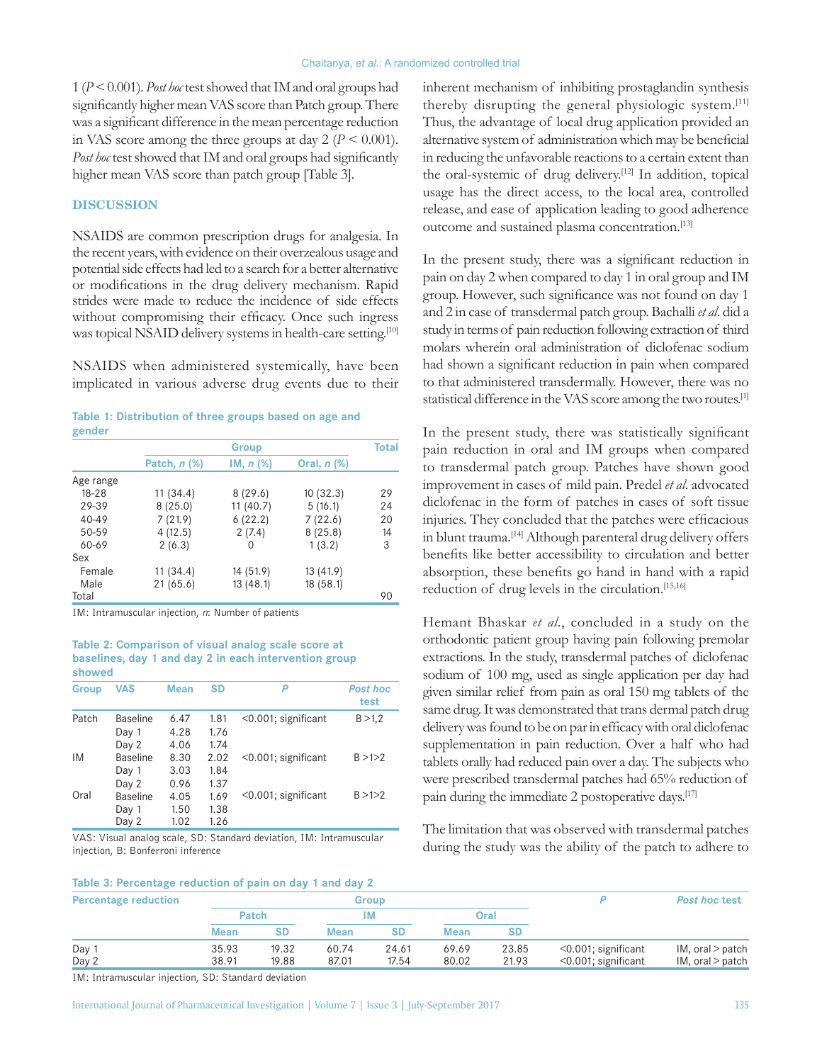1 ($P < 0.001$). *Post hoc* test showed that IM and oral groups had significantly higher mean VAS score than Patch group. There was a significant difference in the mean percentage reduction in VAS score among the three groups at day 2 ($P < 0.001$). *Post hoc* test showed that IM and oral groups had significantly higher mean VAS score than patch group [Table 3].

## DISCUSSION

NSAIDS are common prescription drugs for analgesia. In the recent years, with evidence on their overzealous usage and potential side effects had led to a search for a better alternative or modifications in the drug delivery mechanism. Rapid strides were made to reduce the incidence of side effects without compromising their efficacy. Once such ingress was topical NSAID delivery systems in health-care setting.[10]

NSAIDS when administered systemically, have been implicated in various adverse drug events due to their inherent mechanism of inhibiting prostaglandin synthesis thereby disrupting the general physiologic system.[11] Thus, the advantage of local drug application provided an alternative system of administration which may be beneficial in reducing the unfavorable reactions to a certain extent than the oral-systemic of drug delivery.[12] In addition, topical usage has the direct access, to the local area, controlled release, and ease of application leading to good adherence outcome and sustained plasma concentration.[13]

In the present study, there was a significant reduction in pain on day 2 when compared to day 1 in oral group and IM group. However, such significance was not found on day 1 and 2 in case of transdermal patch group. Bachalli *et al.* did a study in terms of pain reduction following extraction of third molars wherein oral administration of diclofenac sodium had shown a significant reduction in pain when compared to that administered transdermally. However, there was no statistical difference in the VAS score among the two routes.[1]

In the present study, there was statistically significant pain reduction in oral and IM groups when compared to transdermal patch group. Patches have shown good improvement in cases of mild pain. Predel *et al.* advocated diclofenac in the form of patches in cases of soft tissue injuries. They concluded that the patches were efficacious in blunt trauma.[14] Although parenteral drug delivery offers benefits like better accessibility to circulation and better absorption, these benefits go hand in hand with a rapid reduction of drug levels in the circulation.[15,16]

Hemant Bhaskar *et al.*, concluded in a study on the orthodontic patient group having pain following premolar extractions. In the study, transdermal patches of diclofenac sodium of 100 mg, used as single application per day had given similar relief from pain as oral 150 mg tablets of the same drug. It was demonstrated that trans dermal patch drug delivery was found to be on par in efficacy with oral diclofenac supplementation in pain reduction. Over a half who had tablets orally had reduced pain over a day. The subjects who were prescribed transdermal patches had 65% reduction of pain during the immediate 2 postoperative days.[17]

The limitation that was observed with transdermal patches during the study was the ability of the patch to adhere to

**Table 1: Distribution of three groups based on age and gender**

| | Group | | | Total |
|---|---|---|---|---|
| | Patch, *n* (%) | IM, *n* (%) | Oral, *n* (%) | |
| Age range | | | | |
| 18-28 | 11 (34.4) | 8 (29.6) | 10 (32.3) | 29 |
| 29-39 | 8 (25.0) | 11 (40.7) | 5 (16.1) | 24 |
| 40-49 | 7 (21.9) | 6 (22.2) | 7 (22.6) | 20 |
| 50-59 | 4 (12.5) | 2 (7.4) | 8 (25.8) | 14 |
| 60-69 | 2 (6.3) | 0 | 1 (3.2) | 3 |
| Sex | | | | |
| Female | 11 (34.4) | 14 (51.9) | 13 (41.9) | |
| Male | 21 (65.6) | 13 (48.1) | 18 (58.1) | |
| Total | | | | 90 |

IM: Intramuscular injection, *n*: Number of patients

**Table 2: Comparison of visual analog scale score at baselines, day 1 and day 2 in each intervention group showed**

| Group | VAS | Mean | SD | P | Post hoc test |
|---|---|---|---|---|---|
| Patch | Baseline | 6.47 | 1.81 | <0.001; significant | B >1,2 |
| | Day 1 | 4.28 | 1.76 | | |
| | Day 2 | 4.06 | 1.74 | | |
| IM | Baseline | 8.30 | 2.02 | <0.001; significant | B >1>2 |
| | Day 1 | 3.03 | 1.84 | | |
| | Day 2 | 0.96 | 1.37 | | |
| Oral | Baseline | 4.05 | 1.69 | <0.001; significant | B >1>2 |
| | Day 1 | 1.50 | 1.38 | | |
| | Day 2 | 1.02 | 1.26 | | |

VAS: Visual analog scale, SD: Standard deviation, IM: Intramuscular injection, B: Bonferroni inference

**Table 3: Percentage reduction of pain on day 1 and day 2**

| Percentage reduction | Group | | | | | | P | Post hoc test |
|---|---|---|---|---|---|---|---|---|
| | Patch | | IM | | Oral | | | |
| | Mean | SD | Mean | SD | Mean | SD | | |
| Day 1 | 35.93 | 19.32 | 60.74 | 24.61 | 69.69 | 23.85 | <0.001; significant | IM, oral > patch |
| Day 2 | 38.91 | 19.88 | 87.01 | 17.54 | 80.02 | 21.93 | <0.001; significant | IM, oral > patch |

IM: Intramuscular injection, SD: Standard deviation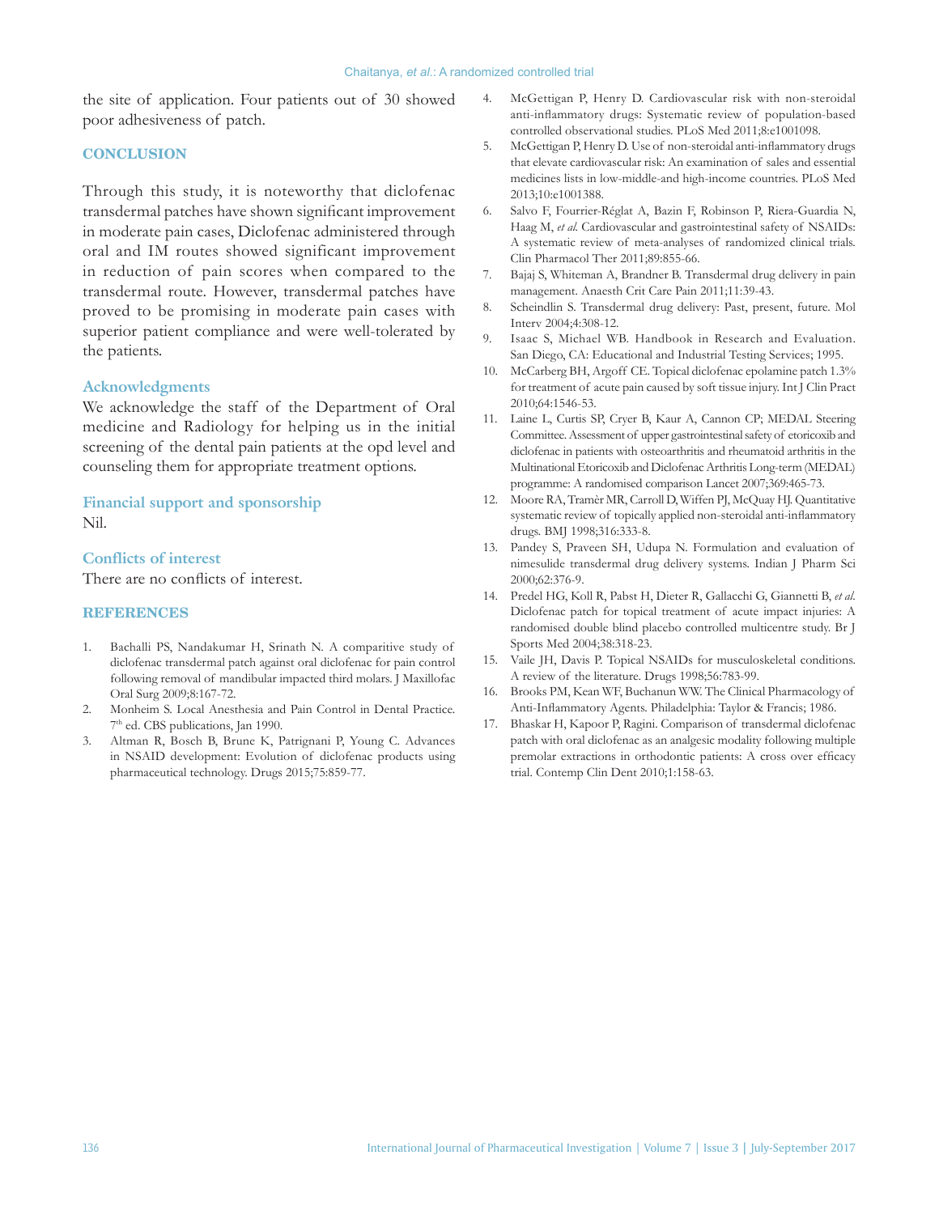the site of application. Four patients out of 30 showed poor adhesiveness of patch.

## CONCLUSION

Through this study, it is noteworthy that diclofenac transdermal patches have shown significant improvement in moderate pain cases, Diclofenac administered through oral and IM routes showed significant improvement in reduction of pain scores when compared to the transdermal route. However, transdermal patches have proved to be promising in moderate pain cases with superior patient compliance and were well-tolerated by the patients.

### Acknowledgments

We acknowledge the staff of the Department of Oral medicine and Radiology for helping us in the initial screening of the dental pain patients at the opd level and counseling them for appropriate treatment options.

### Financial support and sponsorship

Nil.

### Conflicts of interest

There are no conflicts of interest.

## REFERENCES

1. Bachalli PS, Nandakumar H, Srinath N. A comparitive study of diclofenac transdermal patch against oral diclofenac for pain control following removal of mandibular impacted third molars. J Maxillofac Oral Surg 2009;8:167-72.
2. Monheim S. Local Anesthesia and Pain Control in Dental Practice. 7th ed. CBS publications, Jan 1990.
3. Altman R, Bosch B, Brune K, Patrignani P, Young C. Advances in NSAID development: Evolution of diclofenac products using pharmaceutical technology. Drugs 2015;75:859-77.
4. McGettigan P, Henry D. Cardiovascular risk with non-steroidal anti-inflammatory drugs: Systematic review of population-based controlled observational studies. PLoS Med 2011;8:e1001098.
5. McGettigan P, Henry D. Use of non-steroidal anti-inflammatory drugs that elevate cardiovascular risk: An examination of sales and essential medicines lists in low-middle-and high-income countries. PLoS Med 2013;10:e1001388.
6. Salvo F, Fourrier-Réglat A, Bazin F, Robinson P, Riera-Guardia N, Haag M, *et al*. Cardiovascular and gastrointestinal safety of NSAIDs: A systematic review of meta-analyses of randomized clinical trials. Clin Pharmacol Ther 2011;89:855-66.
7. Bajaj S, Whiteman A, Brandner B. Transdermal drug delivery in pain management. Anaesth Crit Care Pain 2011;11:39-43.
8. Scheindlin S. Transdermal drug delivery: Past, present, future. Mol Interv 2004;4:308-12.
9. Isaac S, Michael WB. Handbook in Research and Evaluation. San Diego, CA: Educational and Industrial Testing Services; 1995.
10. McCarberg BH, Argoff CE. Topical diclofenac epolamine patch 1.3% for treatment of acute pain caused by soft tissue injury. Int J Clin Pract 2010;64:1546-53.
11. Laine L, Curtis SP, Cryer B, Kaur A, Cannon CP; MEDAL Steering Committee. Assessment of upper gastrointestinal safety of etoricoxib and diclofenac in patients with osteoarthritis and rheumatoid arthritis in the Multinational Etoricoxib and Diclofenac Arthritis Long-term (MEDAL) programme: A randomised comparison Lancet 2007;369:465-73.
12. Moore RA, Tramèr MR, Carroll D, Wiffen PJ, McQuay HJ. Quantitative systematic review of topically applied non-steroidal anti-inflammatory drugs. BMJ 1998;316:333-8.
13. Pandey S, Praveen SH, Udupa N. Formulation and evaluation of nimesulide transdermal drug delivery systems. Indian J Pharm Sci 2000;62:376-9.
14. Predel HG, Koll R, Pabst H, Dieter R, Gallacchi G, Giannetti B, *et al*. Diclofenac patch for topical treatment of acute impact injuries: A randomised double blind placebo controlled multicentre study. Br J Sports Med 2004;38:318-23.
15. Vaile JH, Davis P. Topical NSAIDs for musculoskeletal conditions. A review of the literature. Drugs 1998;56:783-99.
16. Brooks PM, Kean WF, Buchanun WW. The Clinical Pharmacology of Anti-Inflammatory Agents. Philadelphia: Taylor & Francis; 1986.
17. Bhaskar H, Kapoor P, Ragini. Comparison of transdermal diclofenac patch with oral diclofenac as an analgesic modality following multiple premolar extractions in orthodontic patients: A cross over efficacy trial. Contemp Clin Dent 2010;1:158-63.